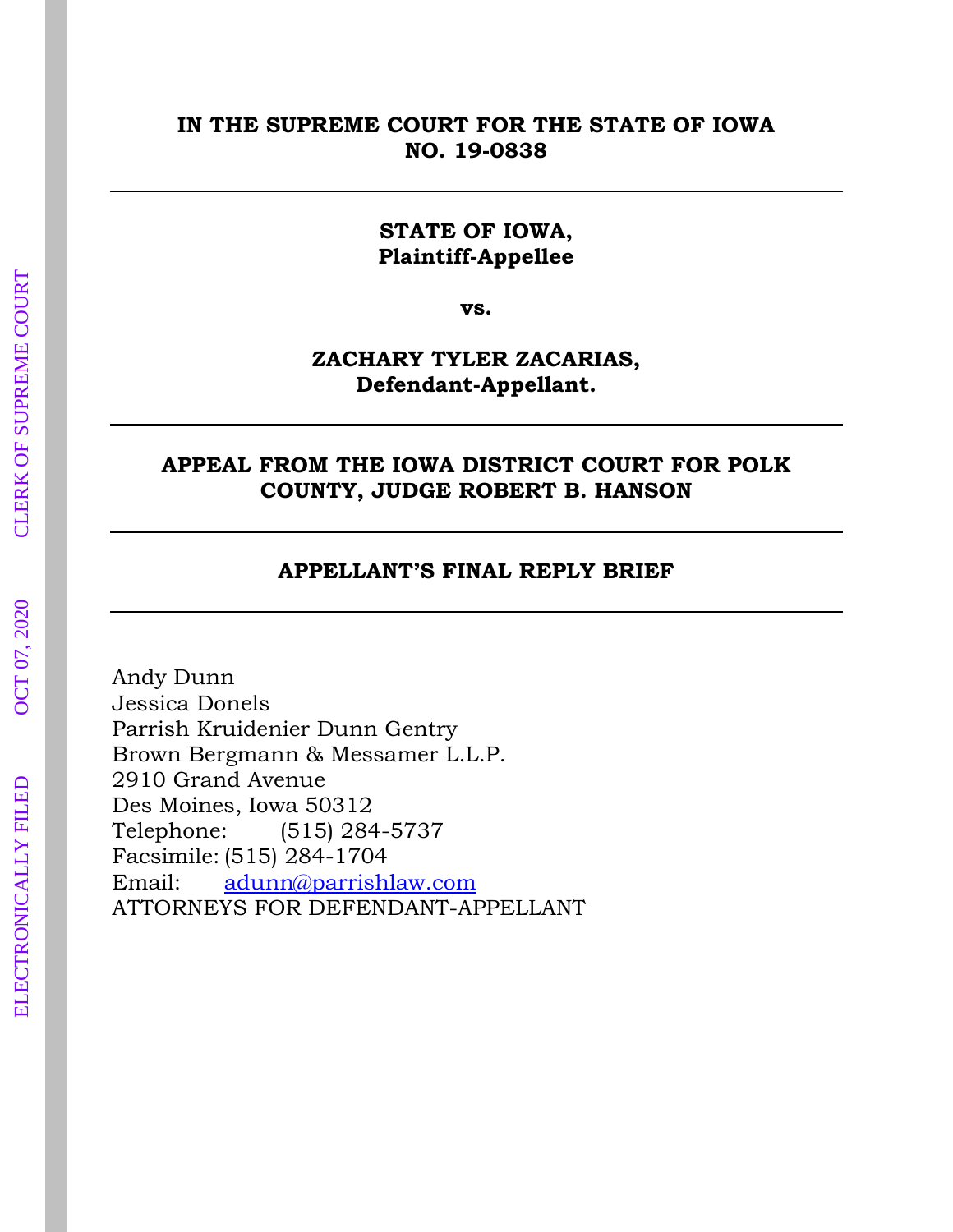**IN THE SUPREME COURT FOR THE STATE OF IOWA**
**NO. 19-0838**

---

**STATE OF IOWA,**
**Plaintiff-Appellee**

**vs.**

**ZACHARY TYLER ZACARIAS,**
**Defendant-Appellant.**

---

**APPEAL FROM THE IOWA DISTRICT COURT FOR POLK COUNTY, JUDGE ROBERT B. HANSON**

---

**APPELLANT'S FINAL REPLY BRIEF**

---

Andy Dunn
Jessica Donels
Parrish Kruidenier Dunn Gentry
Brown Bergmann & Messamer L.L.P.
2910 Grand Avenue
Des Moines, Iowa 50312
Telephone: (515) 284-5737
Facsimile: (515) 284-1704
Email: adunn@parrishlaw.com
ATTORNEYS FOR DEFENDANT-APPELLANT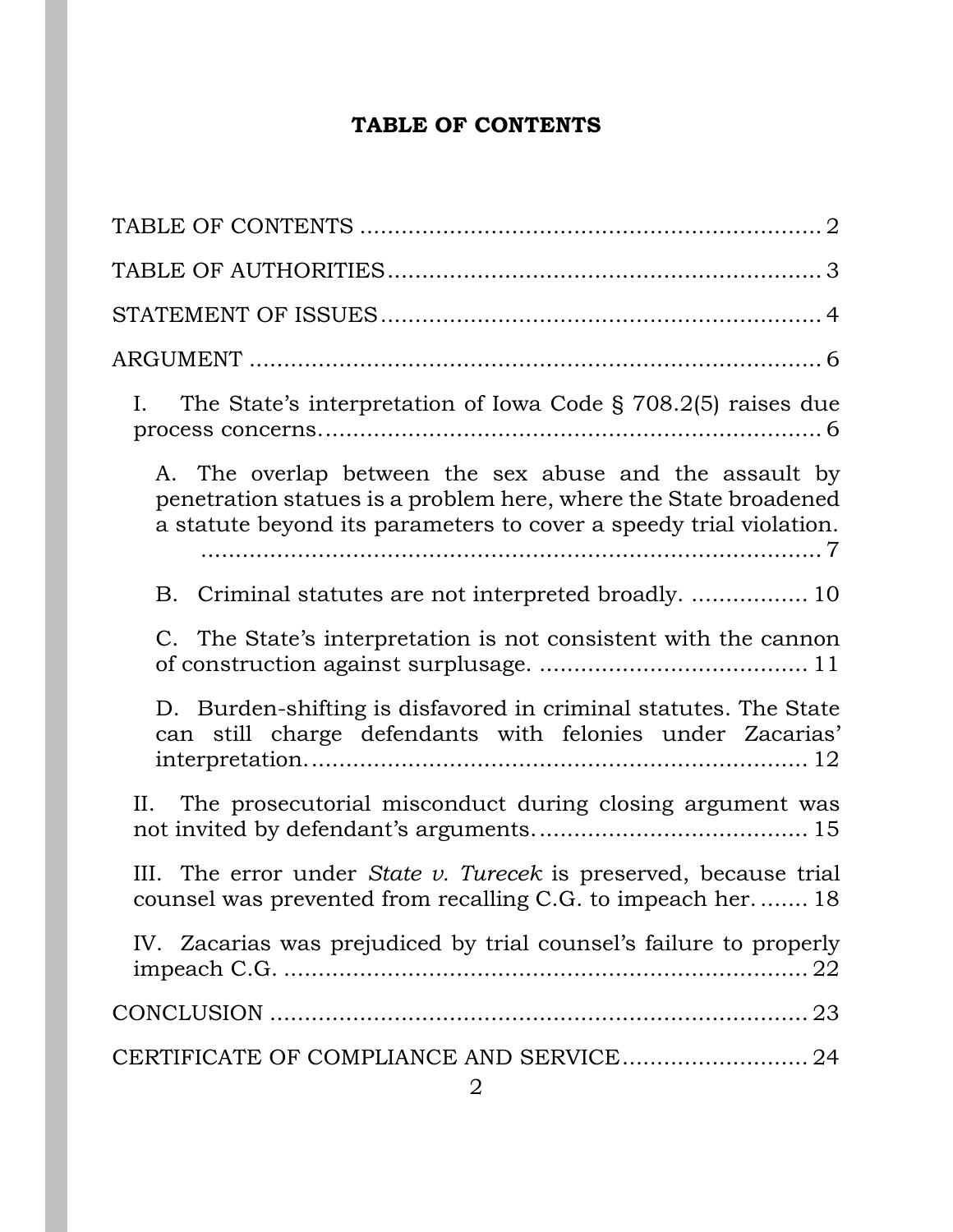# TABLE OF CONTENTS

TABLE OF CONTENTS .................................................................. 2

TABLE OF AUTHORITIES.............................................................. 3

STATEMENT OF ISSUES............................................................... 4

ARGUMENT .................................................................................... 6

I. The State's interpretation of Iowa Code § 708.2(5) raises due process concerns......................................................................... 6

A. The overlap between the sex abuse and the assault by penetration statues is a problem here, where the State broadened a statute beyond its parameters to cover a speedy trial violation. ............................................................................................ 7

B. Criminal statutes are not interpreted broadly. ................. 10

C. The State's interpretation is not consistent with the cannon of construction against surplusage. ....................................... 11

D. Burden-shifting is disfavored in criminal statutes. The State can still charge defendants with felonies under Zacarias' interpretation......................................................................... 12

II. The prosecutorial misconduct during closing argument was not invited by defendant's arguments....................................... 15

III. The error under *State v. Turecek* is preserved, because trial counsel was prevented from recalling C.G. to impeach her........ 18

IV. Zacarias was prejudiced by trial counsel's failure to properly impeach C.G. ............................................................................ 22

CONCLUSION ............................................................................... 23

CERTIFICATE OF COMPLIANCE AND SERVICE........................... 24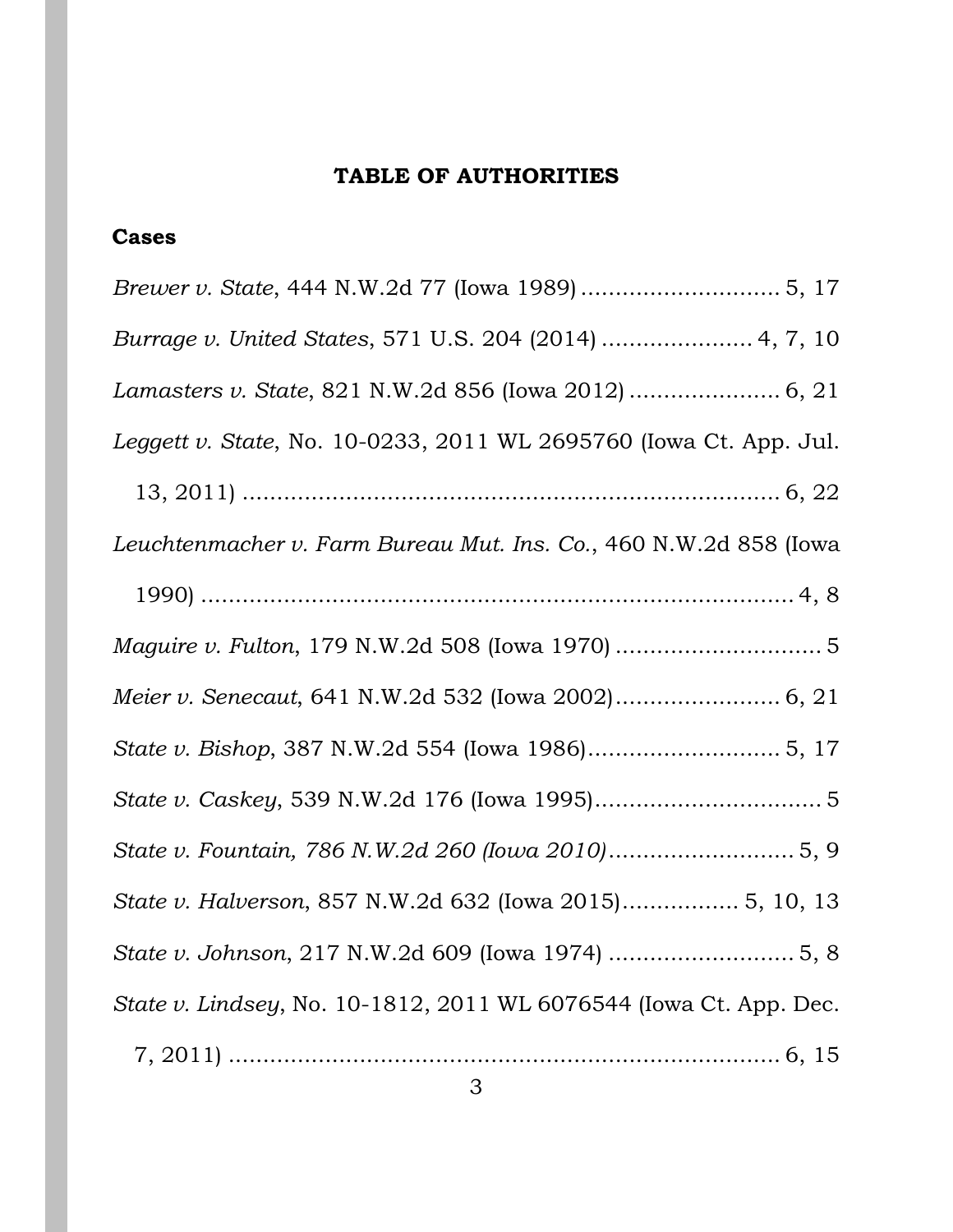## TABLE OF AUTHORITIES

### Cases

*Brewer v. State*, 444 N.W.2d 77 (Iowa 1989) ............................ 5, 17

*Burrage v. United States*, 571 U.S. 204 (2014) ...................... 4, 7, 10

*Lamasters v. State*, 821 N.W.2d 856 (Iowa 2012) ...................... 6, 21

*Leggett v. State*, No. 10-0233, 2011 WL 2695760 (Iowa Ct. App. Jul. 13, 2011) ............................................................................ 6, 22

*Leuchtenmacher v. Farm Bureau Mut. Ins. Co.*, 460 N.W.2d 858 (Iowa 1990) ........................................................................................ 4, 8

*Maguire v. Fulton*, 179 N.W.2d 508 (Iowa 1970) .............................. 5

*Meier v. Senecaut*, 641 N.W.2d 532 (Iowa 2002)........................ 6, 21

*State v. Bishop*, 387 N.W.2d 554 (Iowa 1986)............................ 5, 17

*State v. Caskey*, 539 N.W.2d 176 (Iowa 1995)................................. 5

*State v. Fountain, 786 N.W.2d 260 (Iowa 2010)*........................... 5, 9

*State v. Halverson*, 857 N.W.2d 632 (Iowa 2015)................ 5, 10, 13

*State v. Johnson*, 217 N.W.2d 609 (Iowa 1974) ........................... 5, 8

*State v. Lindsey*, No. 10-1812, 2011 WL 6076544 (Iowa Ct. App. Dec. 7, 2011) ................................................................................ 6, 15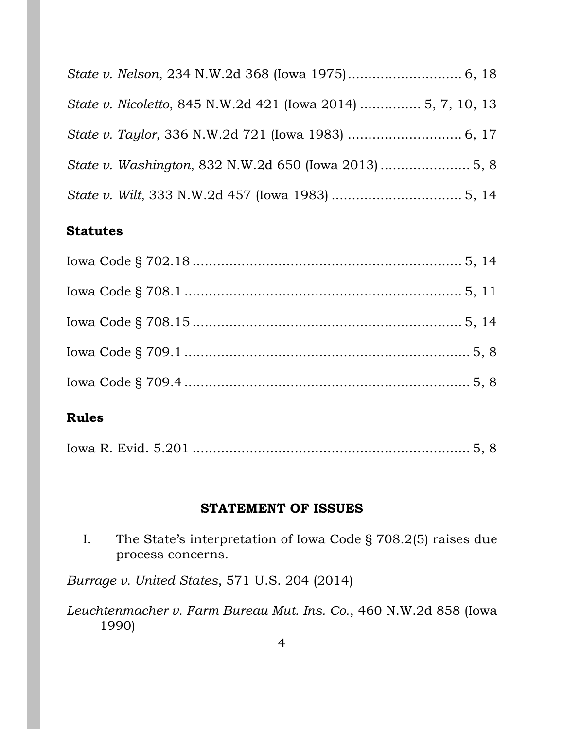*State v. Nelson*, 234 N.W.2d 368 (Iowa 1975) ............................ 6, 18

*State v. Nicoletto*, 845 N.W.2d 421 (Iowa 2014) .............. 5, 7, 10, 13

*State v. Taylor*, 336 N.W.2d 721 (Iowa 1983) ............................ 6, 17

*State v. Washington*, 832 N.W.2d 650 (Iowa 2013) ...................... 5, 8

*State v. Wilt*, 333 N.W.2d 457 (Iowa 1983) ................................ 5, 14

**Statutes**

Iowa Code § 702.18 .................................................................. 5, 14

Iowa Code § 708.1 .................................................................... 5, 11

Iowa Code § 708.15 .................................................................. 5, 14

Iowa Code § 709.1 ...................................................................... 5, 8

Iowa Code § 709.4 ...................................................................... 5, 8

**Rules**

Iowa R. Evid. 5.201 .................................................................... 5, 8

## STATEMENT OF ISSUES

I. The State's interpretation of Iowa Code § 708.2(5) raises due process concerns.

*Burrage v. United States*, 571 U.S. 204 (2014)

*Leuchtenmacher v. Farm Bureau Mut. Ins. Co.*, 460 N.W.2d 858 (Iowa 1990)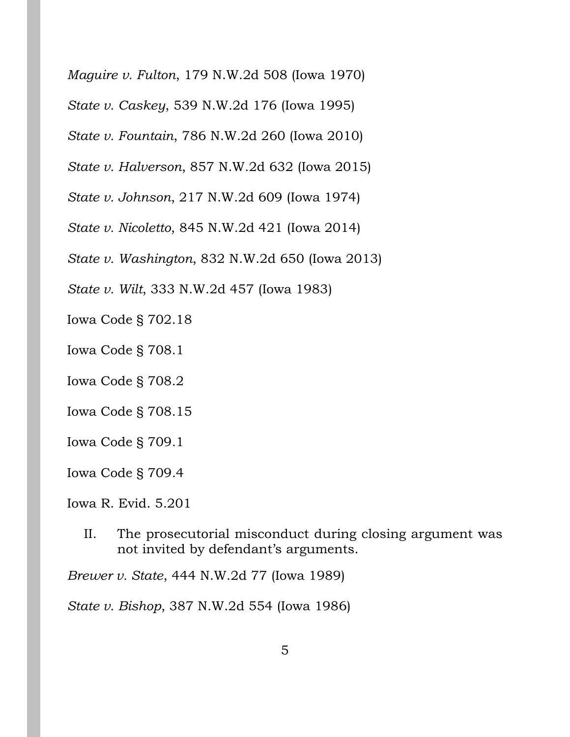*Maguire v. Fulton*, 179 N.W.2d 508 (Iowa 1970)

*State v. Caskey*, 539 N.W.2d 176 (Iowa 1995)

*State v. Fountain*, 786 N.W.2d 260 (Iowa 2010)

*State v. Halverson*, 857 N.W.2d 632 (Iowa 2015)

*State v. Johnson*, 217 N.W.2d 609 (Iowa 1974)

*State v. Nicoletto*, 845 N.W.2d 421 (Iowa 2014)

*State v. Washington*, 832 N.W.2d 650 (Iowa 2013)

*State v. Wilt*, 333 N.W.2d 457 (Iowa 1983)

Iowa Code § 702.18

Iowa Code § 708.1

Iowa Code § 708.2

Iowa Code § 708.15

Iowa Code § 709.1

Iowa Code § 709.4

Iowa R. Evid. 5.201

II. The prosecutorial misconduct during closing argument was not invited by defendant's arguments.

*Brewer v. State*, 444 N.W.2d 77 (Iowa 1989)

*State v. Bishop*, 387 N.W.2d 554 (Iowa 1986)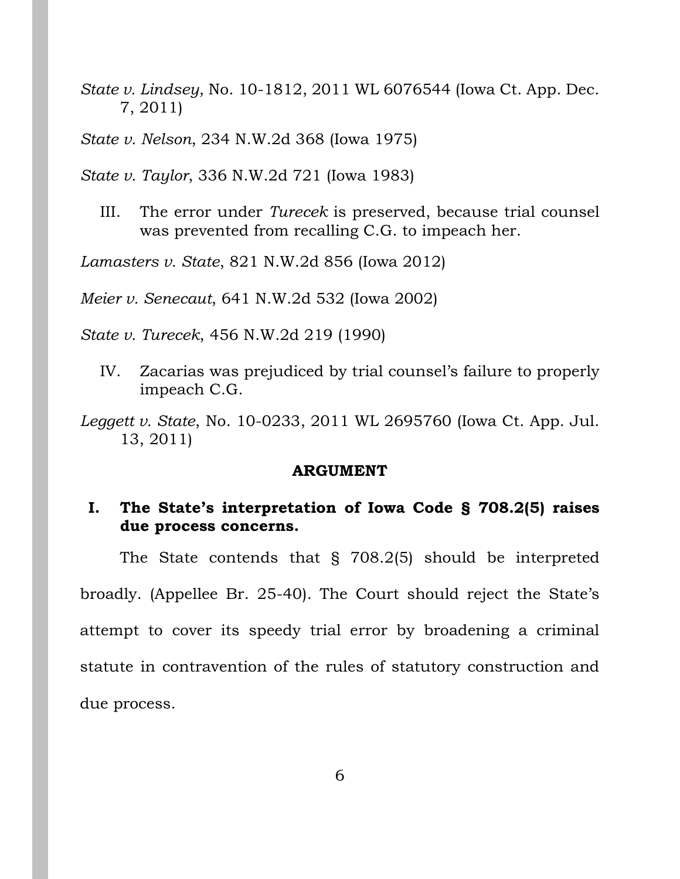*State v. Lindsey*, No. 10-1812, 2011 WL 6076544 (Iowa Ct. App. Dec. 7, 2011)

*State v. Nelson*, 234 N.W.2d 368 (Iowa 1975)

*State v. Taylor*, 336 N.W.2d 721 (Iowa 1983)

III. The error under *Turecek* is preserved, because trial counsel was prevented from recalling C.G. to impeach her.

*Lamasters v. State*, 821 N.W.2d 856 (Iowa 2012)

*Meier v. Senecaut*, 641 N.W.2d 532 (Iowa 2002)

*State v. Turecek*, 456 N.W.2d 219 (1990)

IV. Zacarias was prejudiced by trial counsel's failure to properly impeach C.G.

*Leggett v. State*, No. 10-0233, 2011 WL 2695760 (Iowa Ct. App. Jul. 13, 2011)

## ARGUMENT

### I. The State's interpretation of Iowa Code § 708.2(5) raises due process concerns.

The State contends that § 708.2(5) should be interpreted broadly. (Appellee Br. 25-40). The Court should reject the State's attempt to cover its speedy trial error by broadening a criminal statute in contravention of the rules of statutory construction and due process.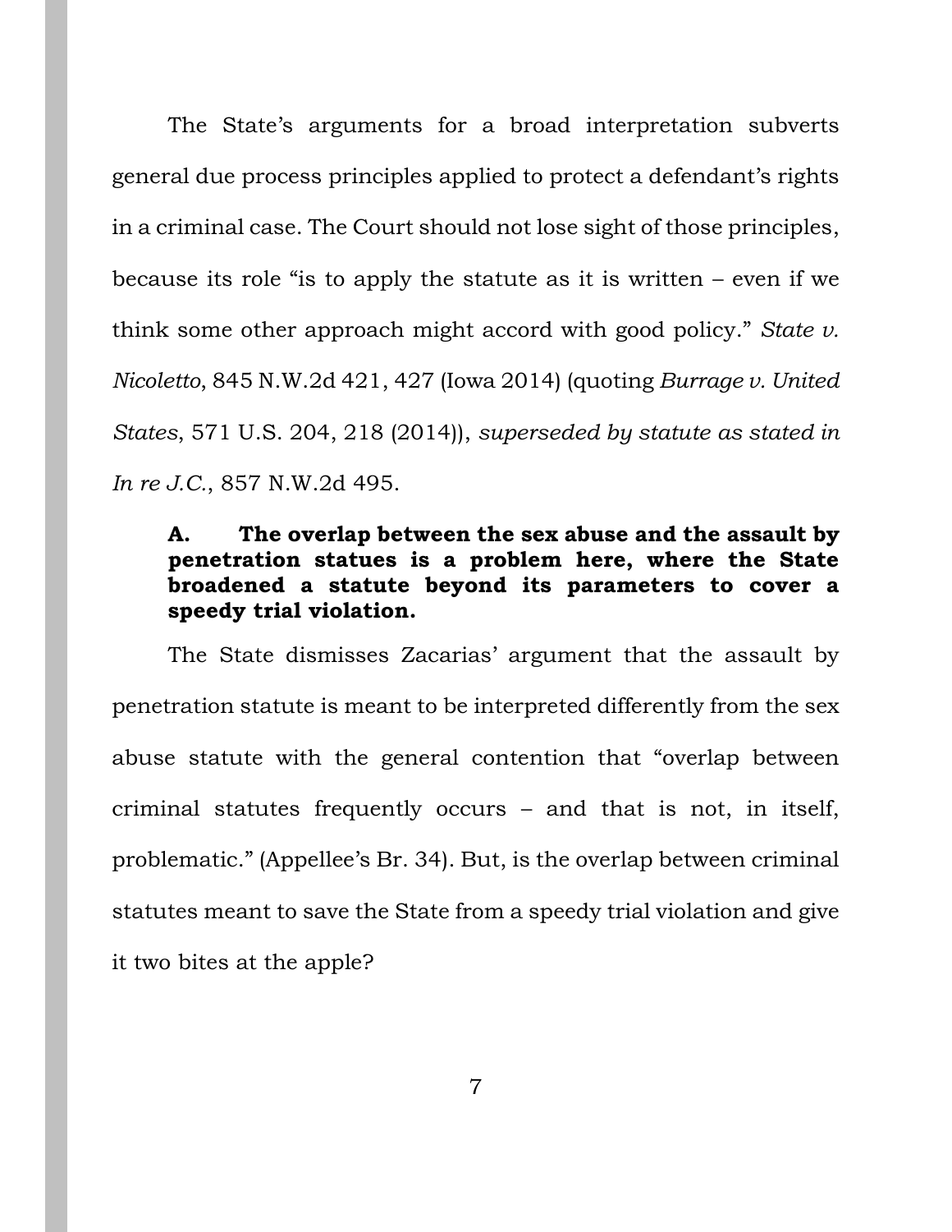The State's arguments for a broad interpretation subverts general due process principles applied to protect a defendant's rights in a criminal case. The Court should not lose sight of those principles, because its role "is to apply the statute as it is written – even if we think some other approach might accord with good policy." *State v. Nicoletto*, 845 N.W.2d 421, 427 (Iowa 2014) (quoting *Burrage v. United States*, 571 U.S. 204, 218 (2014)), *superseded by statute as stated in In re J.C.*, 857 N.W.2d 495.

### A. The overlap between the sex abuse and the assault by penetration statues is a problem here, where the State broadened a statute beyond its parameters to cover a speedy trial violation.

The State dismisses Zacarias' argument that the assault by penetration statute is meant to be interpreted differently from the sex abuse statute with the general contention that "overlap between criminal statutes frequently occurs – and that is not, in itself, problematic." (Appellee's Br. 34). But, is the overlap between criminal statutes meant to save the State from a speedy trial violation and give it two bites at the apple?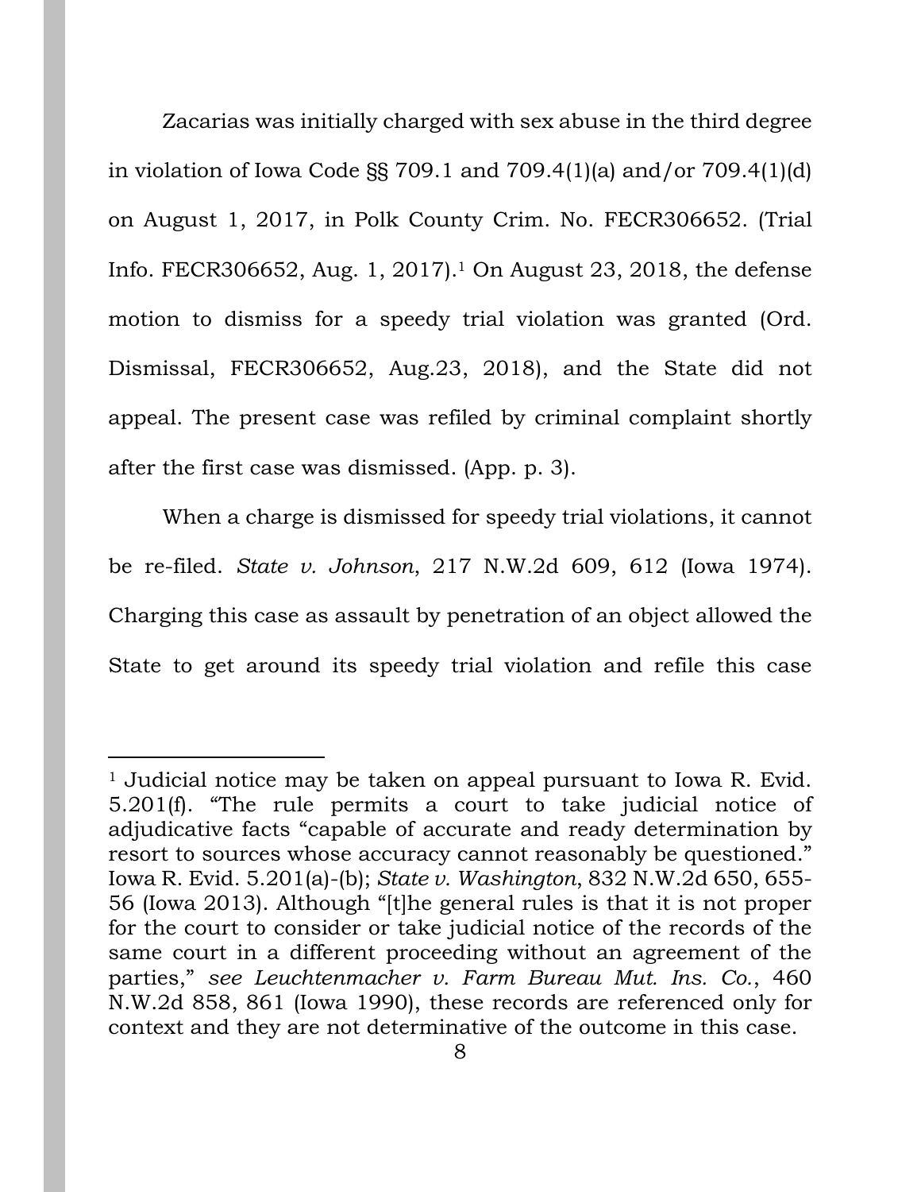Zacarias was initially charged with sex abuse in the third degree in violation of Iowa Code §§ 709.1 and 709.4(1)(a) and/or 709.4(1)(d) on August 1, 2017, in Polk County Crim. No. FECR306652. (Trial Info. FECR306652, Aug. 1, 2017).[1] On August 23, 2018, the defense motion to dismiss for a speedy trial violation was granted (Ord. Dismissal, FECR306652, Aug.23, 2018), and the State did not appeal. The present case was refiled by criminal complaint shortly after the first case was dismissed. (App. p. 3).

When a charge is dismissed for speedy trial violations, it cannot be re-filed. *State v. Johnson*, 217 N.W.2d 609, 612 (Iowa 1974). Charging this case as assault by penetration of an object allowed the State to get around its speedy trial violation and refile this case

---

[1] Judicial notice may be taken on appeal pursuant to Iowa R. Evid. 5.201(f). "The rule permits a court to take judicial notice of adjudicative facts "capable of accurate and ready determination by resort to sources whose accuracy cannot reasonably be questioned." Iowa R. Evid. 5.201(a)-(b); *State v. Washington*, 832 N.W.2d 650, 655-56 (Iowa 2013). Although "[t]he general rules is that it is not proper for the court to consider or take judicial notice of the records of the same court in a different proceeding without an agreement of the parties," *see Leuchtenmacher v. Farm Bureau Mut. Ins. Co.*, 460 N.W.2d 858, 861 (Iowa 1990), these records are referenced only for context and they are not determinative of the outcome in this case.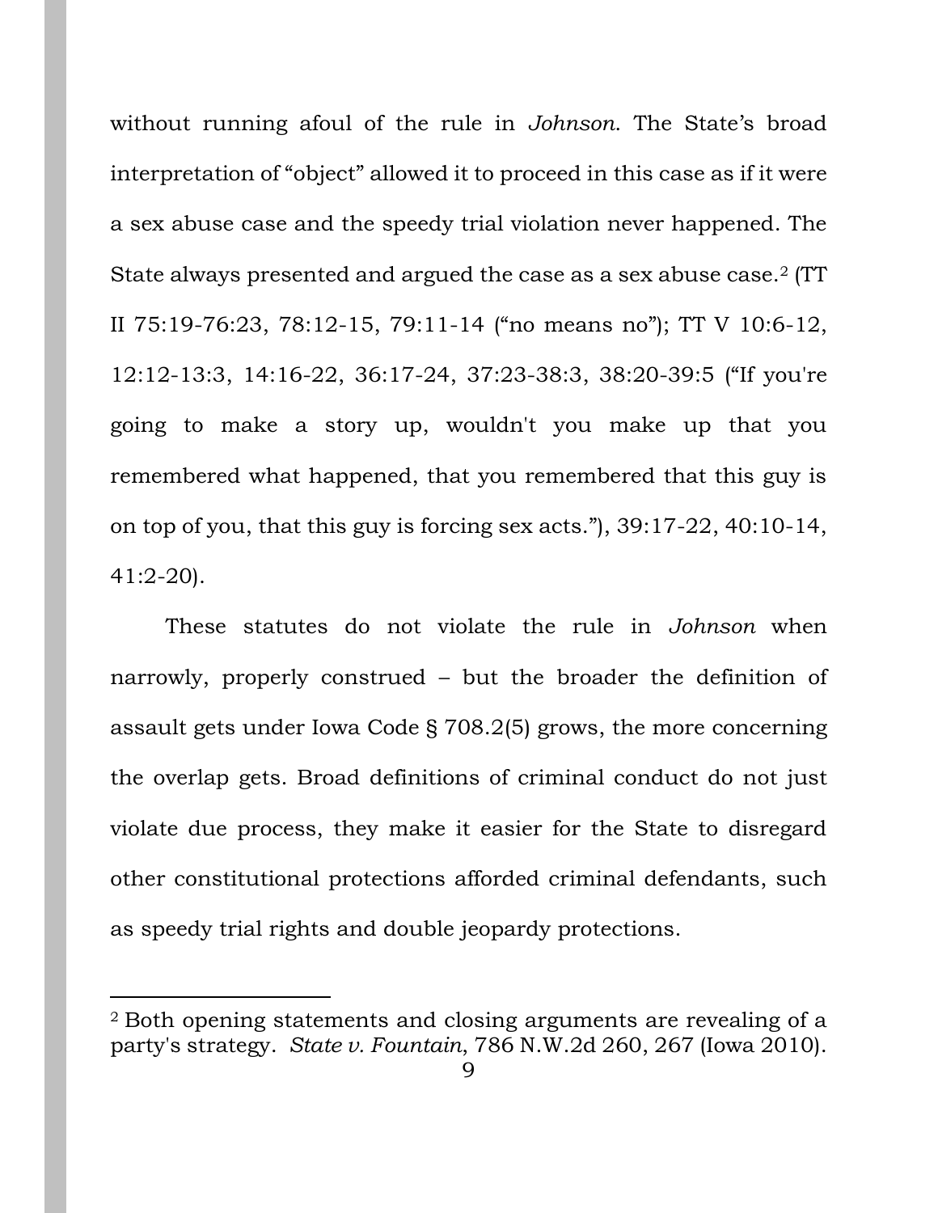without running afoul of the rule in *Johnson*. The State's broad interpretation of "object" allowed it to proceed in this case as if it were a sex abuse case and the speedy trial violation never happened. The State always presented and argued the case as a sex abuse case.[2] (TT II 75:19-76:23, 78:12-15, 79:11-14 ("no means no"); TT V 10:6-12, 12:12-13:3, 14:16-22, 36:17-24, 37:23-38:3, 38:20-39:5 ("If you're going to make a story up, wouldn't you make up that you remembered what happened, that you remembered that this guy is on top of you, that this guy is forcing sex acts."), 39:17-22, 40:10-14, 41:2-20).

These statutes do not violate the rule in *Johnson* when narrowly, properly construed – but the broader the definition of assault gets under Iowa Code § 708.2(5) grows, the more concerning the overlap gets. Broad definitions of criminal conduct do not just violate due process, they make it easier for the State to disregard other constitutional protections afforded criminal defendants, such as speedy trial rights and double jeopardy protections.

---

[2] Both opening statements and closing arguments are revealing of a party's strategy. *State v. Fountain*, 786 N.W.2d 260, 267 (Iowa 2010).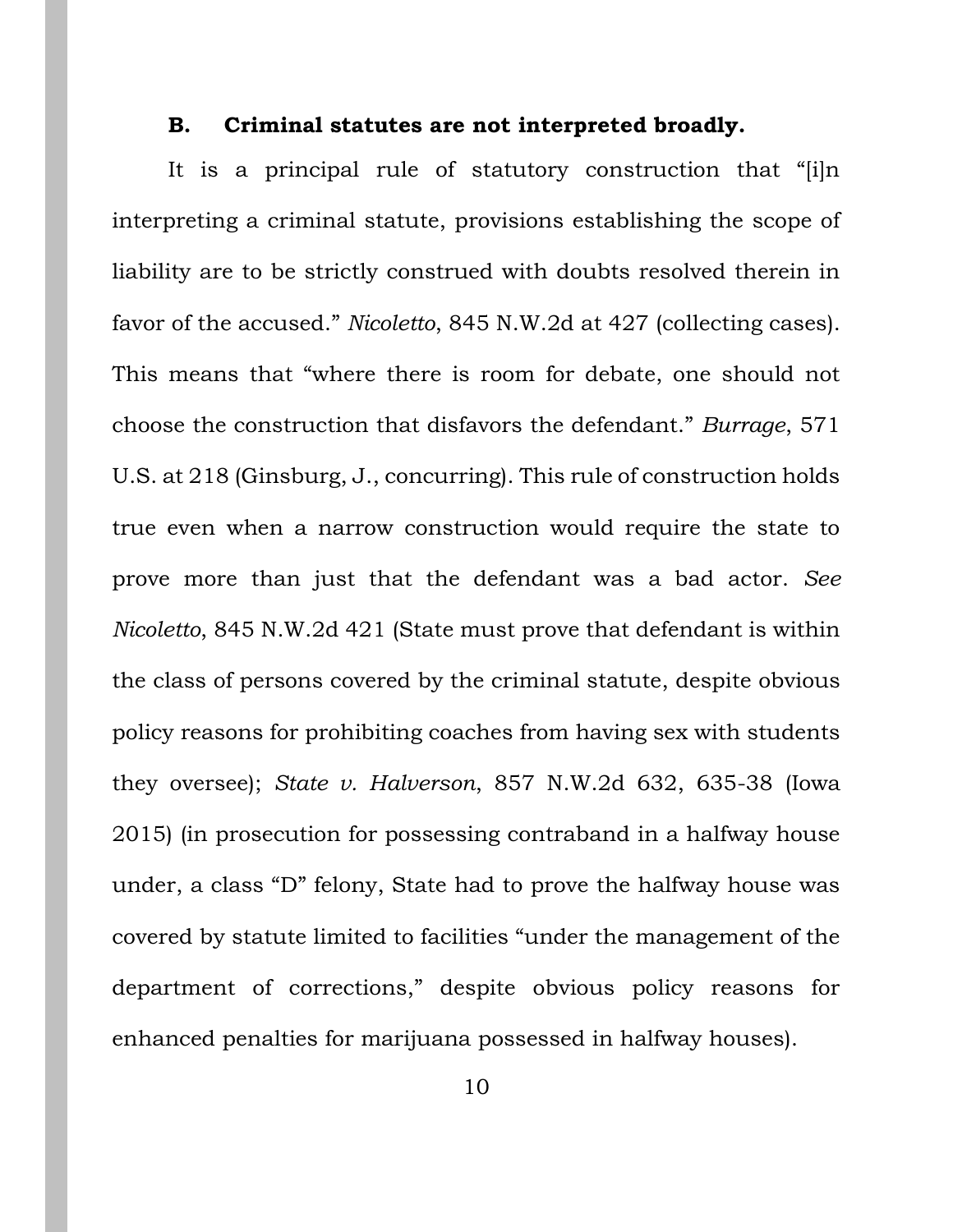### B. Criminal statutes are not interpreted broadly.

It is a principal rule of statutory construction that "[i]n interpreting a criminal statute, provisions establishing the scope of liability are to be strictly construed with doubts resolved therein in favor of the accused." *Nicoletto*, 845 N.W.2d at 427 (collecting cases). This means that "where there is room for debate, one should not choose the construction that disfavors the defendant." *Burrage*, 571 U.S. at 218 (Ginsburg, J., concurring). This rule of construction holds true even when a narrow construction would require the state to prove more than just that the defendant was a bad actor. *See Nicoletto*, 845 N.W.2d 421 (State must prove that defendant is within the class of persons covered by the criminal statute, despite obvious policy reasons for prohibiting coaches from having sex with students they oversee); *State v. Halverson*, 857 N.W.2d 632, 635-38 (Iowa 2015) (in prosecution for possessing contraband in a halfway house under, a class "D" felony, State had to prove the halfway house was covered by statute limited to facilities "under the management of the department of corrections," despite obvious policy reasons for enhanced penalties for marijuana possessed in halfway houses).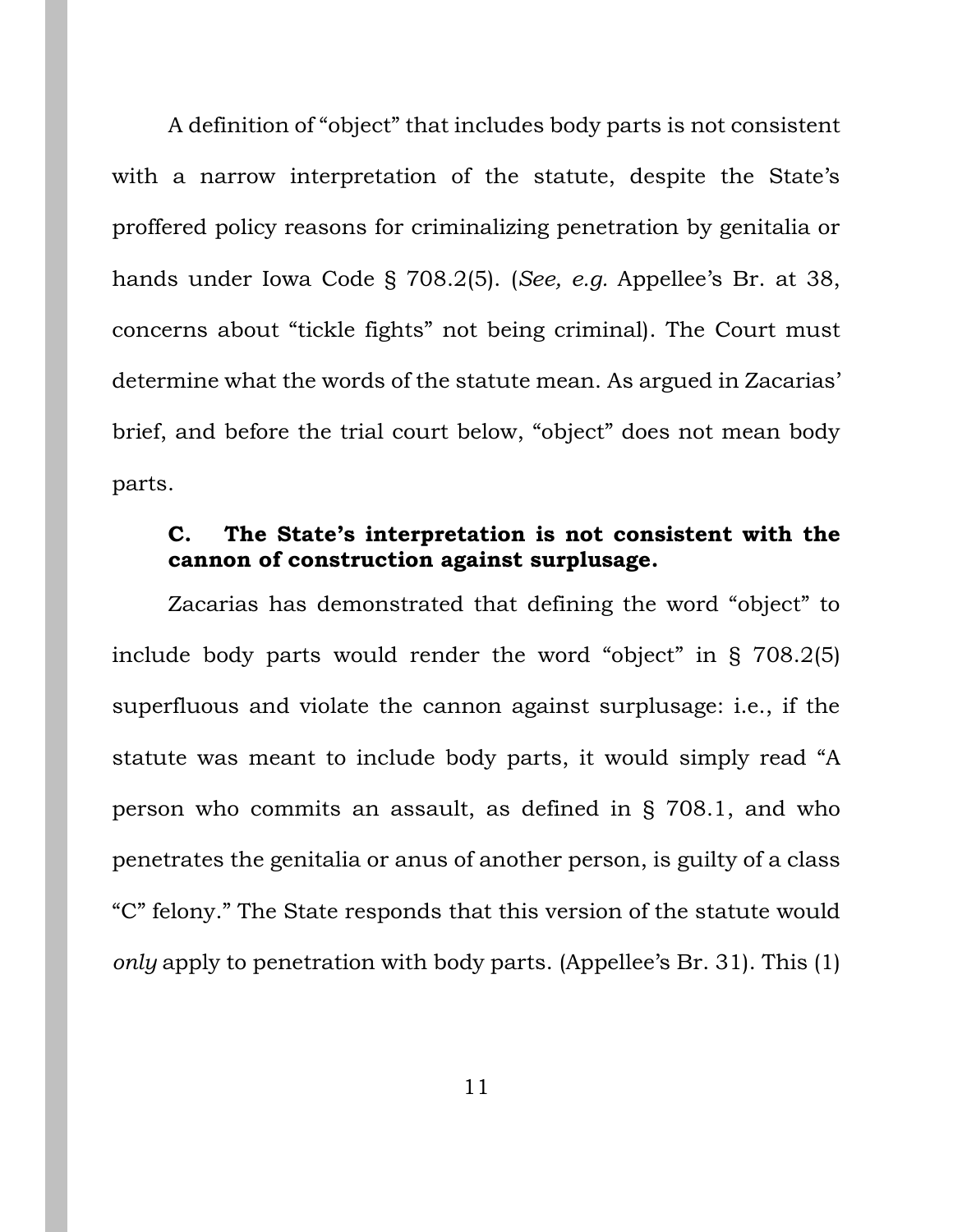A definition of "object" that includes body parts is not consistent with a narrow interpretation of the statute, despite the State's proffered policy reasons for criminalizing penetration by genitalia or hands under Iowa Code § 708.2(5). (*See, e.g.* Appellee's Br. at 38, concerns about "tickle fights" not being criminal). The Court must determine what the words of the statute mean. As argued in Zacarias' brief, and before the trial court below, "object" does not mean body parts.

### C. The State's interpretation is not consistent with the cannon of construction against surplusage.

Zacarias has demonstrated that defining the word "object" to include body parts would render the word "object" in § 708.2(5) superfluous and violate the cannon against surplusage: i.e., if the statute was meant to include body parts, it would simply read "A person who commits an assault, as defined in § 708.1, and who penetrates the genitalia or anus of another person, is guilty of a class "C" felony." The State responds that this version of the statute would *only* apply to penetration with body parts. (Appellee's Br. 31). This (1)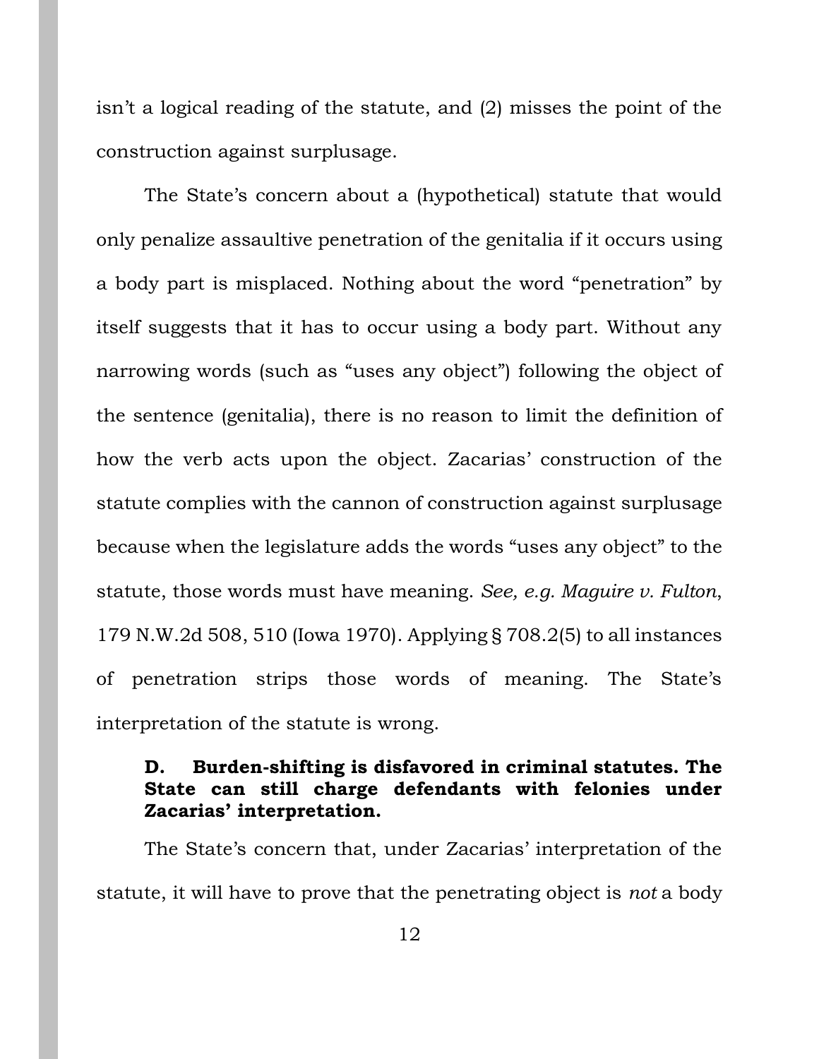isn't a logical reading of the statute, and (2) misses the point of the construction against surplusage.

The State's concern about a (hypothetical) statute that would only penalize assaultive penetration of the genitalia if it occurs using a body part is misplaced. Nothing about the word "penetration" by itself suggests that it has to occur using a body part. Without any narrowing words (such as "uses any object") following the object of the sentence (genitalia), there is no reason to limit the definition of how the verb acts upon the object. Zacarias' construction of the statute complies with the cannon of construction against surplusage because when the legislature adds the words "uses any object" to the statute, those words must have meaning. *See, e.g. Maguire v. Fulton*, 179 N.W.2d 508, 510 (Iowa 1970). Applying § 708.2(5) to all instances of penetration strips those words of meaning. The State's interpretation of the statute is wrong.

### D. Burden-shifting is disfavored in criminal statutes. The State can still charge defendants with felonies under Zacarias' interpretation.

The State's concern that, under Zacarias' interpretation of the statute, it will have to prove that the penetrating object is *not* a body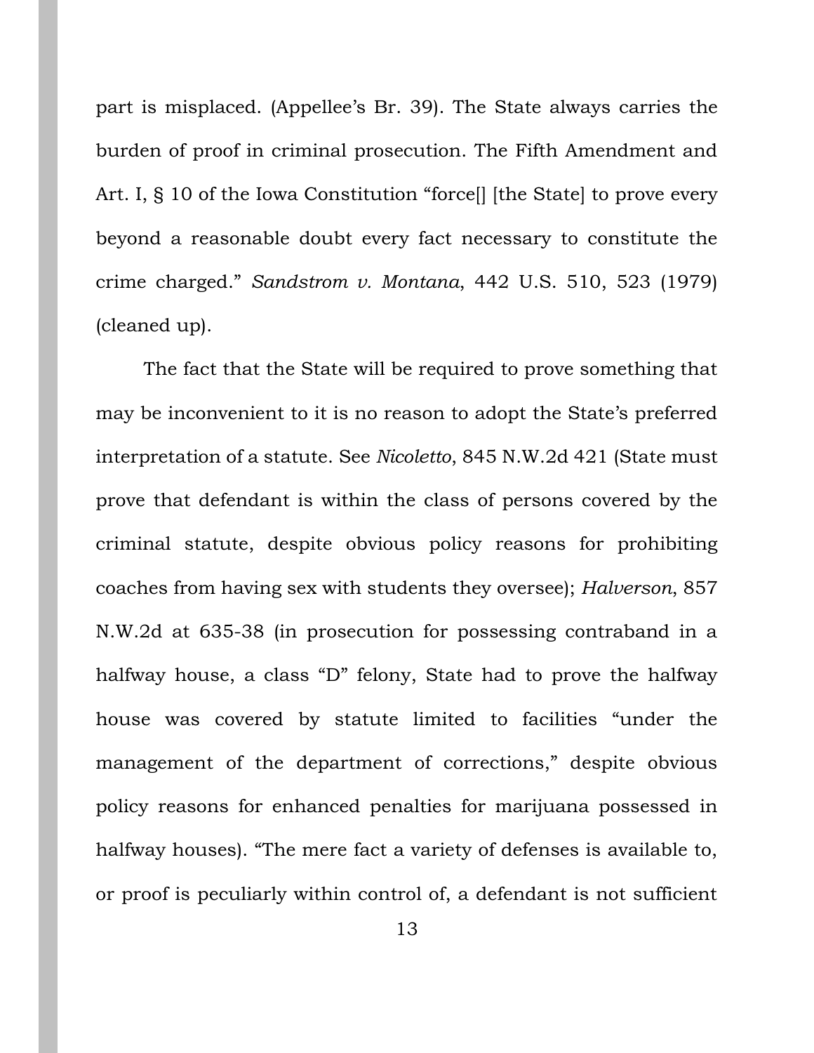part is misplaced. (Appellee's Br. 39). The State always carries the burden of proof in criminal prosecution. The Fifth Amendment and Art. I, § 10 of the Iowa Constitution "force[] [the State] to prove every beyond a reasonable doubt every fact necessary to constitute the crime charged." *Sandstrom v. Montana*, 442 U.S. 510, 523 (1979) (cleaned up).

The fact that the State will be required to prove something that may be inconvenient to it is no reason to adopt the State's preferred interpretation of a statute. See *Nicoletto*, 845 N.W.2d 421 (State must prove that defendant is within the class of persons covered by the criminal statute, despite obvious policy reasons for prohibiting coaches from having sex with students they oversee); *Halverson*, 857 N.W.2d at 635-38 (in prosecution for possessing contraband in a halfway house, a class "D" felony, State had to prove the halfway house was covered by statute limited to facilities "under the management of the department of corrections," despite obvious policy reasons for enhanced penalties for marijuana possessed in halfway houses). "The mere fact a variety of defenses is available to, or proof is peculiarly within control of, a defendant is not sufficient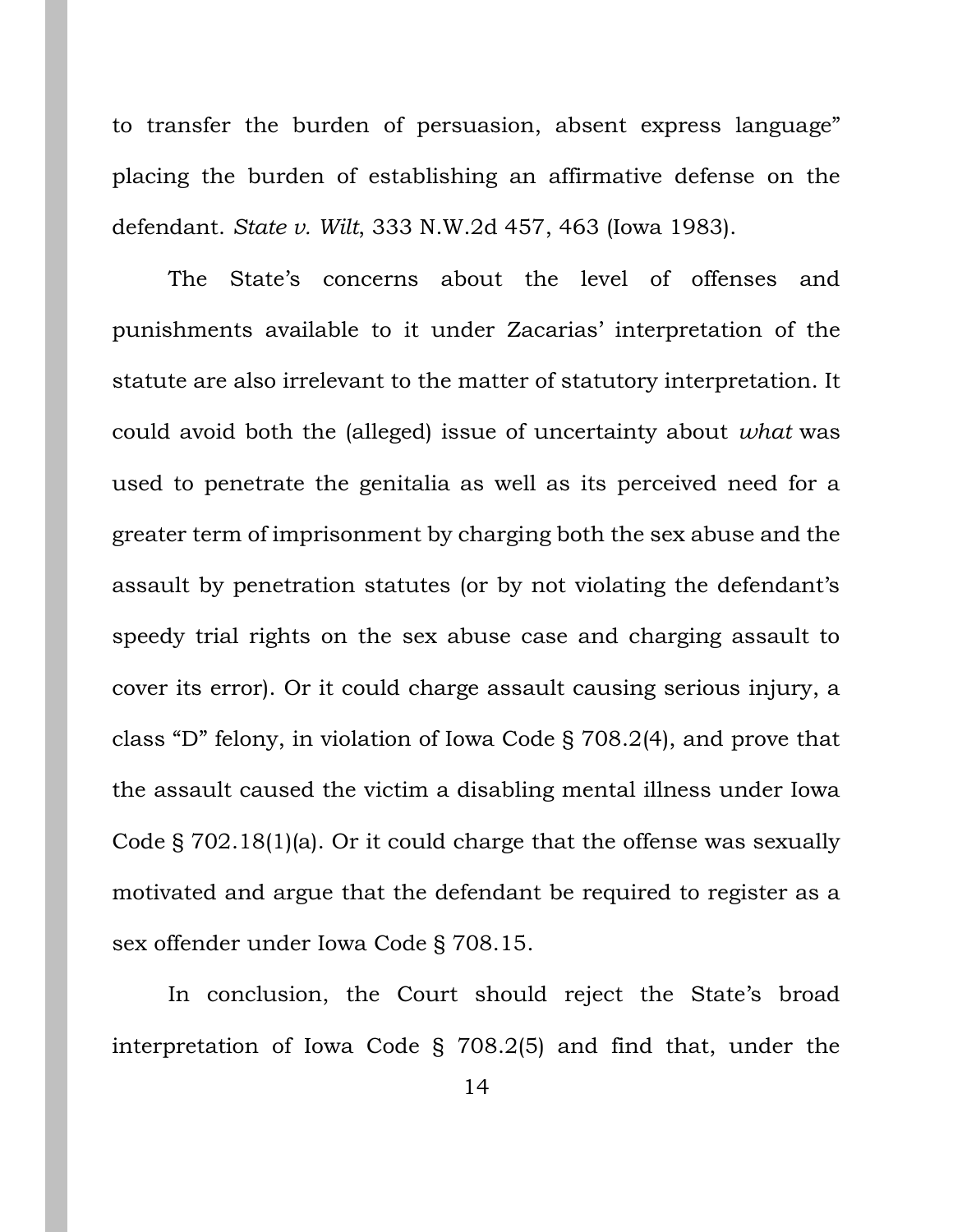to transfer the burden of persuasion, absent express language" placing the burden of establishing an affirmative defense on the defendant. *State v. Wilt*, 333 N.W.2d 457, 463 (Iowa 1983).

The State's concerns about the level of offenses and punishments available to it under Zacarias' interpretation of the statute are also irrelevant to the matter of statutory interpretation. It could avoid both the (alleged) issue of uncertainty about *what* was used to penetrate the genitalia as well as its perceived need for a greater term of imprisonment by charging both the sex abuse and the assault by penetration statutes (or by not violating the defendant's speedy trial rights on the sex abuse case and charging assault to cover its error). Or it could charge assault causing serious injury, a class "D" felony, in violation of Iowa Code § 708.2(4), and prove that the assault caused the victim a disabling mental illness under Iowa Code § 702.18(1)(a). Or it could charge that the offense was sexually motivated and argue that the defendant be required to register as a sex offender under Iowa Code § 708.15.

In conclusion, the Court should reject the State's broad interpretation of Iowa Code § 708.2(5) and find that, under the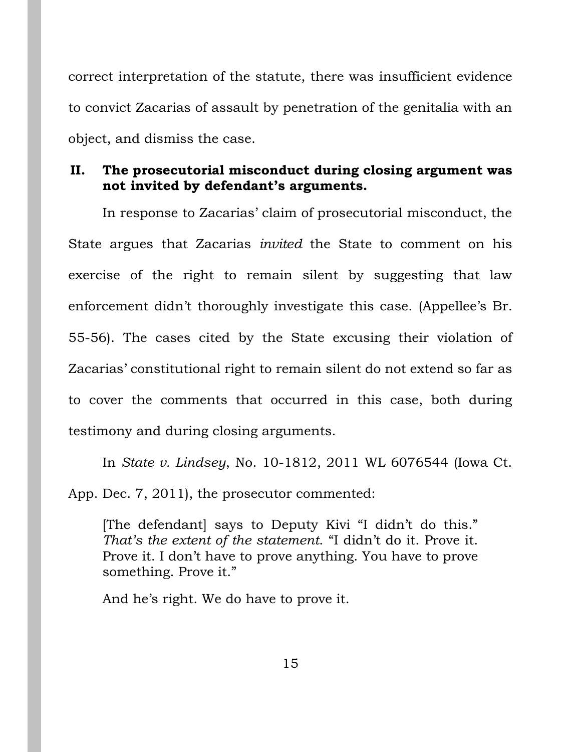correct interpretation of the statute, there was insufficient evidence to convict Zacarias of assault by penetration of the genitalia with an object, and dismiss the case.

## II. The prosecutorial misconduct during closing argument was not invited by defendant's arguments.

In response to Zacarias' claim of prosecutorial misconduct, the State argues that Zacarias *invited* the State to comment on his exercise of the right to remain silent by suggesting that law enforcement didn't thoroughly investigate this case. (Appellee's Br. 55-56). The cases cited by the State excusing their violation of Zacarias' constitutional right to remain silent do not extend so far as to cover the comments that occurred in this case, both during testimony and during closing arguments.

In *State v. Lindsey*, No. 10-1812, 2011 WL 6076544 (Iowa Ct. App. Dec. 7, 2011), the prosecutor commented:

> [The defendant] says to Deputy Kivi "I didn't do this." *That's the extent of the statement*. "I didn't do it. Prove it. Prove it. I don't have to prove anything. You have to prove something. Prove it."
>
> And he's right. We do have to prove it.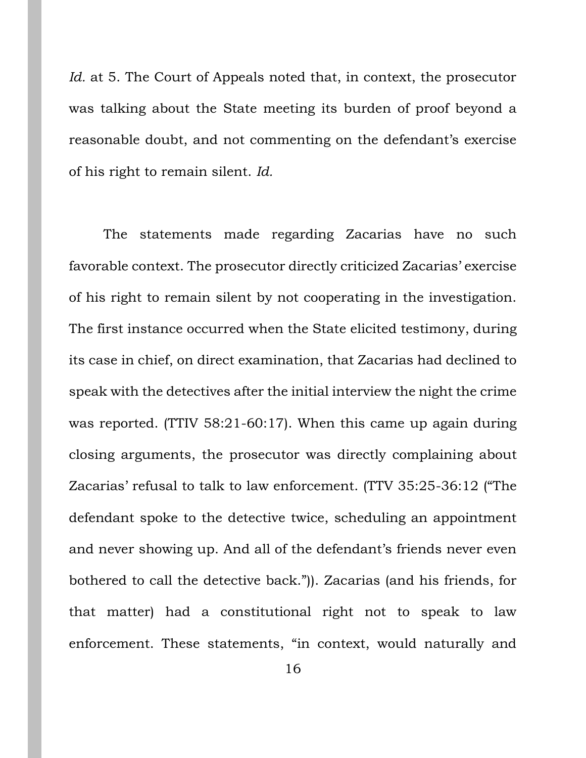*Id.* at 5. The Court of Appeals noted that, in context, the prosecutor was talking about the State meeting its burden of proof beyond a reasonable doubt, and not commenting on the defendant's exercise of his right to remain silent. *Id.*

The statements made regarding Zacarias have no such favorable context. The prosecutor directly criticized Zacarias' exercise of his right to remain silent by not cooperating in the investigation. The first instance occurred when the State elicited testimony, during its case in chief, on direct examination, that Zacarias had declined to speak with the detectives after the initial interview the night the crime was reported. (TTIV 58:21-60:17). When this came up again during closing arguments, the prosecutor was directly complaining about Zacarias' refusal to talk to law enforcement. (TTV 35:25-36:12 ("The defendant spoke to the detective twice, scheduling an appointment and never showing up. And all of the defendant's friends never even bothered to call the detective back.")). Zacarias (and his friends, for that matter) had a constitutional right not to speak to law enforcement. These statements, "in context, would naturally and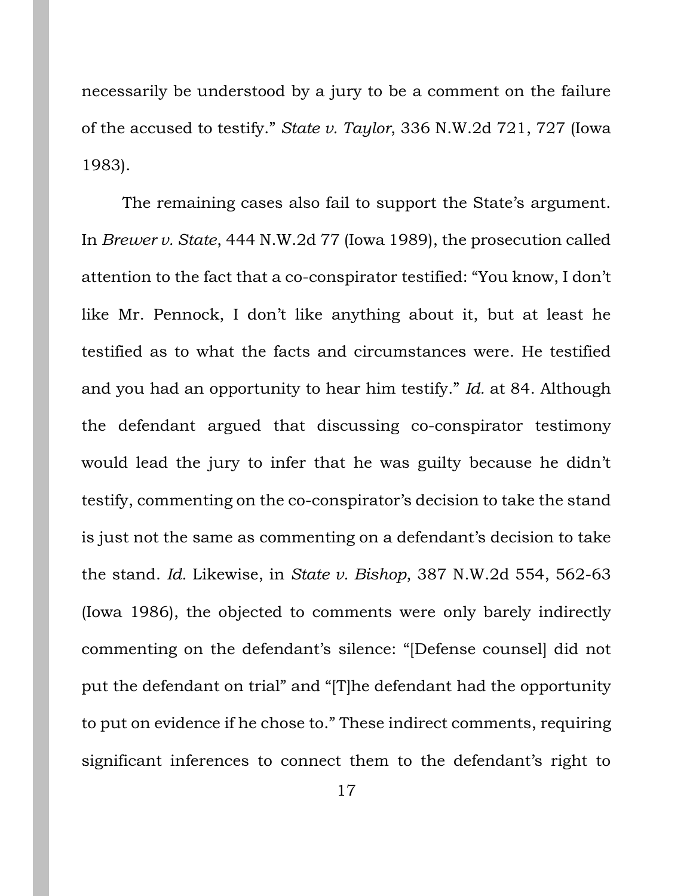necessarily be understood by a jury to be a comment on the failure of the accused to testify." *State v. Taylor*, 336 N.W.2d 721, 727 (Iowa 1983).

The remaining cases also fail to support the State's argument. In *Brewer v. State*, 444 N.W.2d 77 (Iowa 1989), the prosecution called attention to the fact that a co-conspirator testified: "You know, I don't like Mr. Pennock, I don't like anything about it, but at least he testified as to what the facts and circumstances were. He testified and you had an opportunity to hear him testify." *Id.* at 84. Although the defendant argued that discussing co-conspirator testimony would lead the jury to infer that he was guilty because he didn't testify, commenting on the co-conspirator's decision to take the stand is just not the same as commenting on a defendant's decision to take the stand. *Id.* Likewise, in *State v. Bishop*, 387 N.W.2d 554, 562-63 (Iowa 1986), the objected to comments were only barely indirectly commenting on the defendant's silence: "[Defense counsel] did not put the defendant on trial" and "[T]he defendant had the opportunity to put on evidence if he chose to." These indirect comments, requiring significant inferences to connect them to the defendant's right to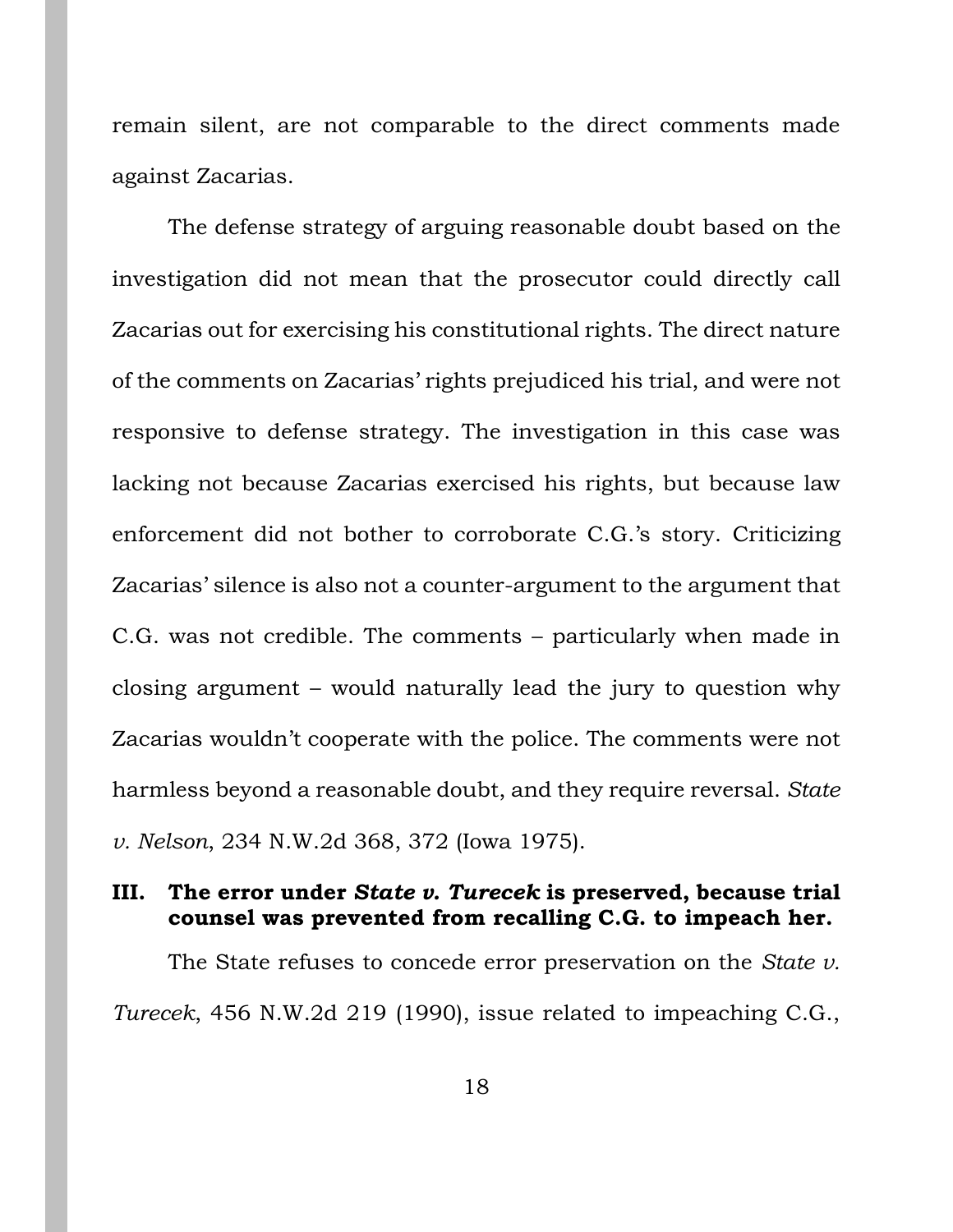remain silent, are not comparable to the direct comments made against Zacarias.

The defense strategy of arguing reasonable doubt based on the investigation did not mean that the prosecutor could directly call Zacarias out for exercising his constitutional rights. The direct nature of the comments on Zacarias' rights prejudiced his trial, and were not responsive to defense strategy. The investigation in this case was lacking not because Zacarias exercised his rights, but because law enforcement did not bother to corroborate C.G.'s story. Criticizing Zacarias' silence is also not a counter-argument to the argument that C.G. was not credible. The comments – particularly when made in closing argument – would naturally lead the jury to question why Zacarias wouldn't cooperate with the police. The comments were not harmless beyond a reasonable doubt, and they require reversal. *State v. Nelson*, 234 N.W.2d 368, 372 (Iowa 1975).

### III. The error under *State v. Turecek* is preserved, because trial counsel was prevented from recalling C.G. to impeach her.

The State refuses to concede error preservation on the *State v. Turecek*, 456 N.W.2d 219 (1990), issue related to impeaching C.G.,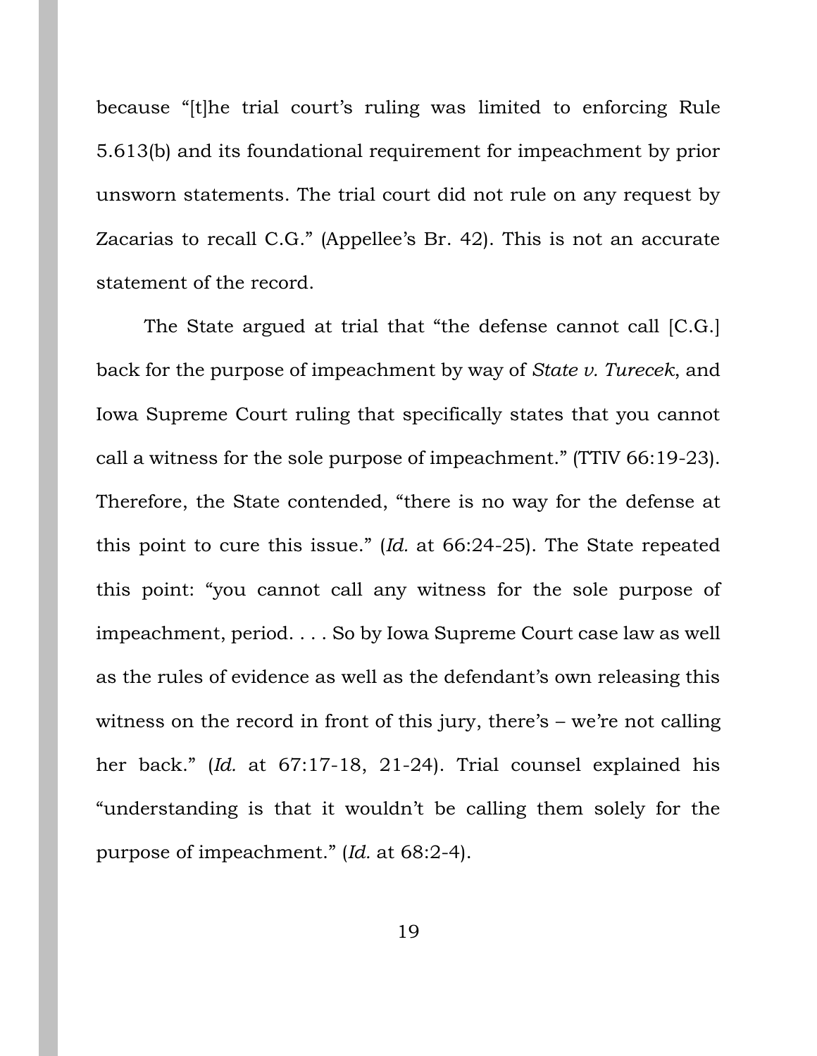because "[t]he trial court's ruling was limited to enforcing Rule 5.613(b) and its foundational requirement for impeachment by prior unsworn statements. The trial court did not rule on any request by Zacarias to recall C.G." (Appellee's Br. 42). This is not an accurate statement of the record.

The State argued at trial that "the defense cannot call [C.G.] back for the purpose of impeachment by way of *State v. Turecek*, and Iowa Supreme Court ruling that specifically states that you cannot call a witness for the sole purpose of impeachment." (TTIV 66:19-23). Therefore, the State contended, "there is no way for the defense at this point to cure this issue." (*Id.* at 66:24-25). The State repeated this point: "you cannot call any witness for the sole purpose of impeachment, period. . . . So by Iowa Supreme Court case law as well as the rules of evidence as well as the defendant's own releasing this witness on the record in front of this jury, there's – we're not calling her back." (*Id.* at 67:17-18, 21-24). Trial counsel explained his "understanding is that it wouldn't be calling them solely for the purpose of impeachment." (*Id.* at 68:2-4).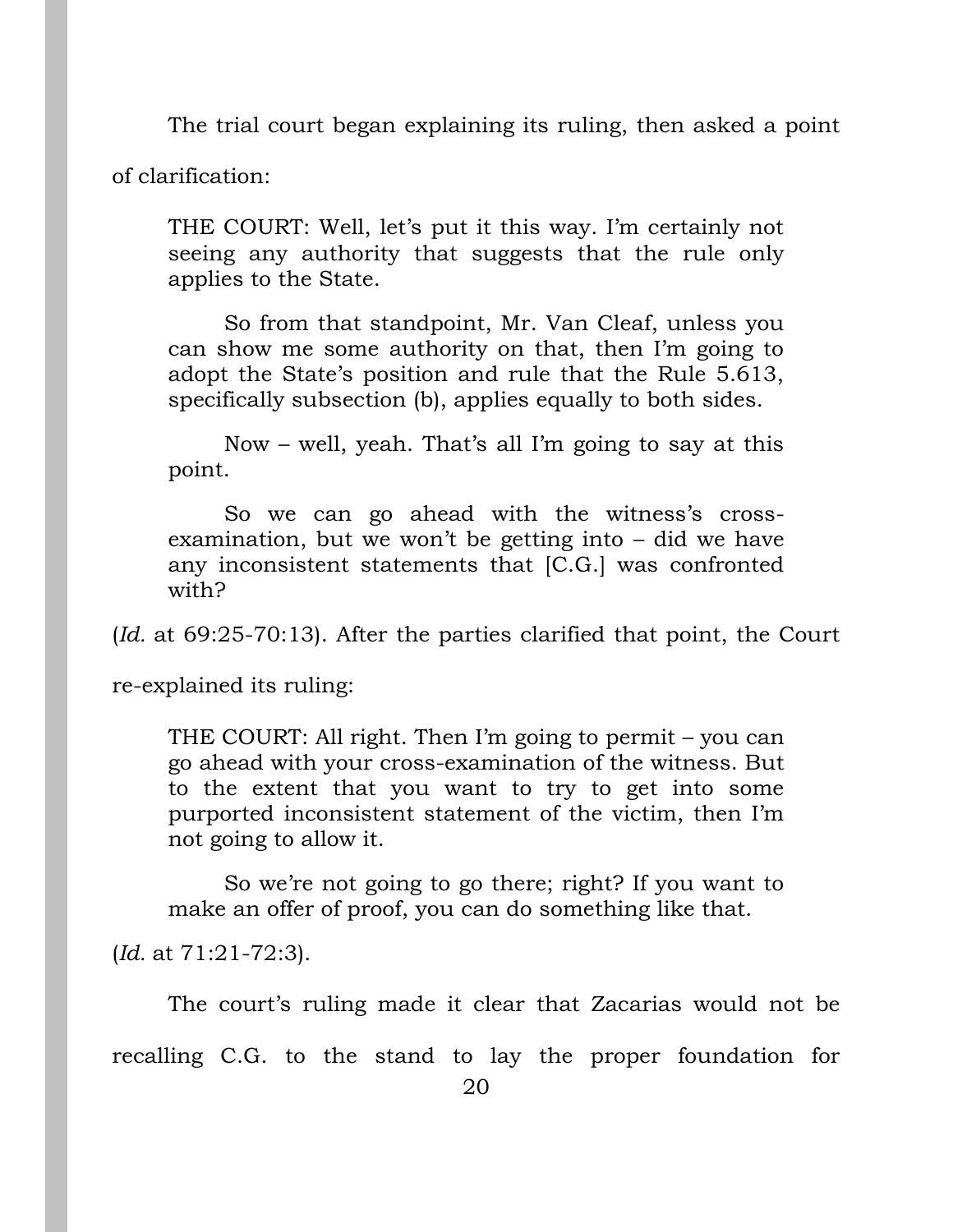The trial court began explaining its ruling, then asked a point of clarification:

> THE COURT: Well, let's put it this way. I'm certainly not seeing any authority that suggests that the rule only applies to the State.
>
> So from that standpoint, Mr. Van Cleaf, unless you can show me some authority on that, then I'm going to adopt the State's position and rule that the Rule 5.613, specifically subsection (b), applies equally to both sides.
>
> Now – well, yeah. That's all I'm going to say at this point.
>
> So we can go ahead with the witness's cross-examination, but we won't be getting into – did we have any inconsistent statements that [C.G.] was confronted with?

(*Id.* at 69:25-70:13). After the parties clarified that point, the Court re-explained its ruling:

> THE COURT: All right. Then I'm going to permit – you can go ahead with your cross-examination of the witness. But to the extent that you want to try to get into some purported inconsistent statement of the victim, then I'm not going to allow it.
>
> So we're not going to go there; right? If you want to make an offer of proof, you can do something like that.

(*Id.* at 71:21-72:3).

The court's ruling made it clear that Zacarias would not be recalling C.G. to the stand to lay the proper foundation for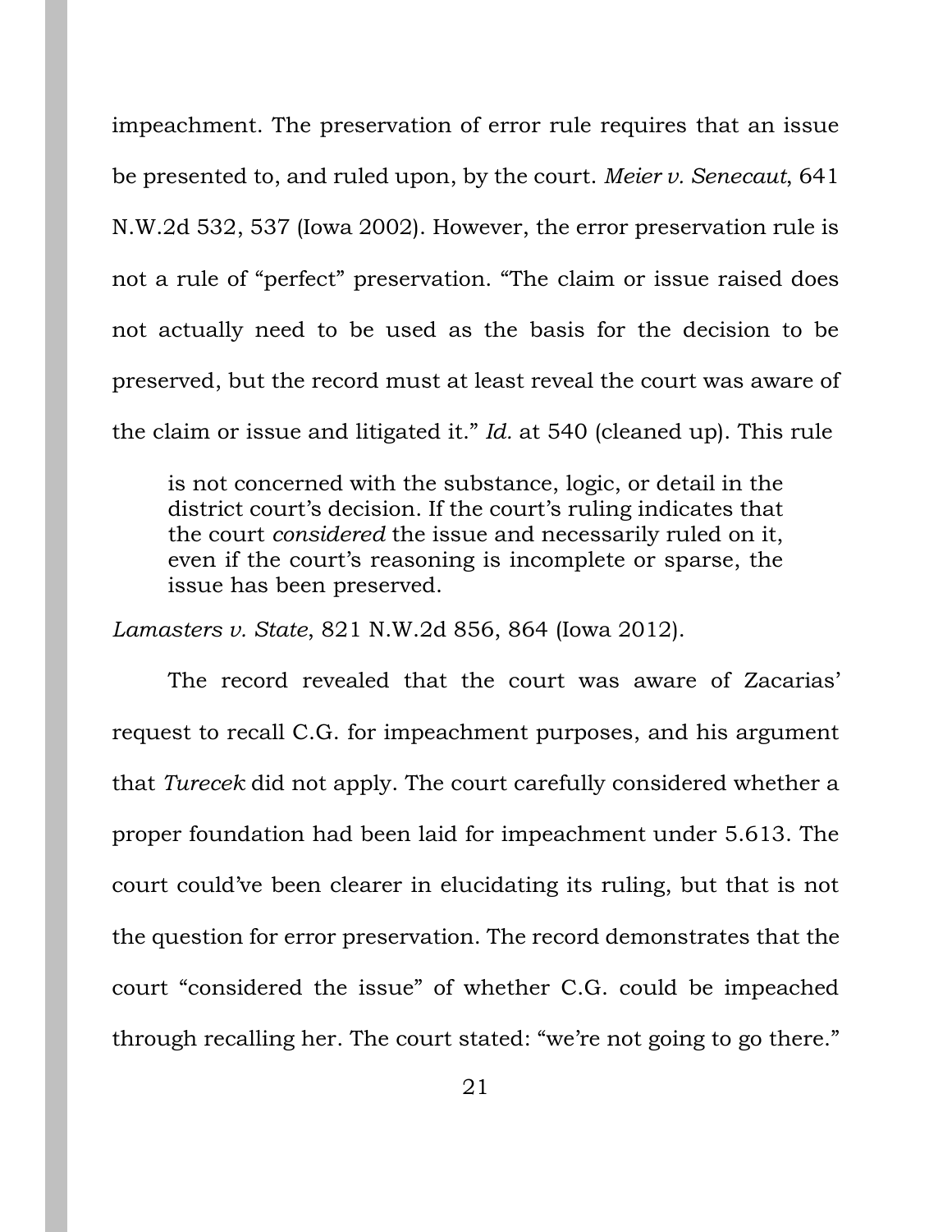impeachment. The preservation of error rule requires that an issue be presented to, and ruled upon, by the court. *Meier v. Senecaut*, 641 N.W.2d 532, 537 (Iowa 2002). However, the error preservation rule is not a rule of "perfect" preservation. "The claim or issue raised does not actually need to be used as the basis for the decision to be preserved, but the record must at least reveal the court was aware of the claim or issue and litigated it." *Id.* at 540 (cleaned up). This rule

> is not concerned with the substance, logic, or detail in the district court's decision. If the court's ruling indicates that the court *considered* the issue and necessarily ruled on it, even if the court's reasoning is incomplete or sparse, the issue has been preserved.

*Lamasters v. State*, 821 N.W.2d 856, 864 (Iowa 2012).

The record revealed that the court was aware of Zacarias' request to recall C.G. for impeachment purposes, and his argument that *Turecek* did not apply. The court carefully considered whether a proper foundation had been laid for impeachment under 5.613. The court could've been clearer in elucidating its ruling, but that is not the question for error preservation. The record demonstrates that the court "considered the issue" of whether C.G. could be impeached through recalling her. The court stated: "we're not going to go there."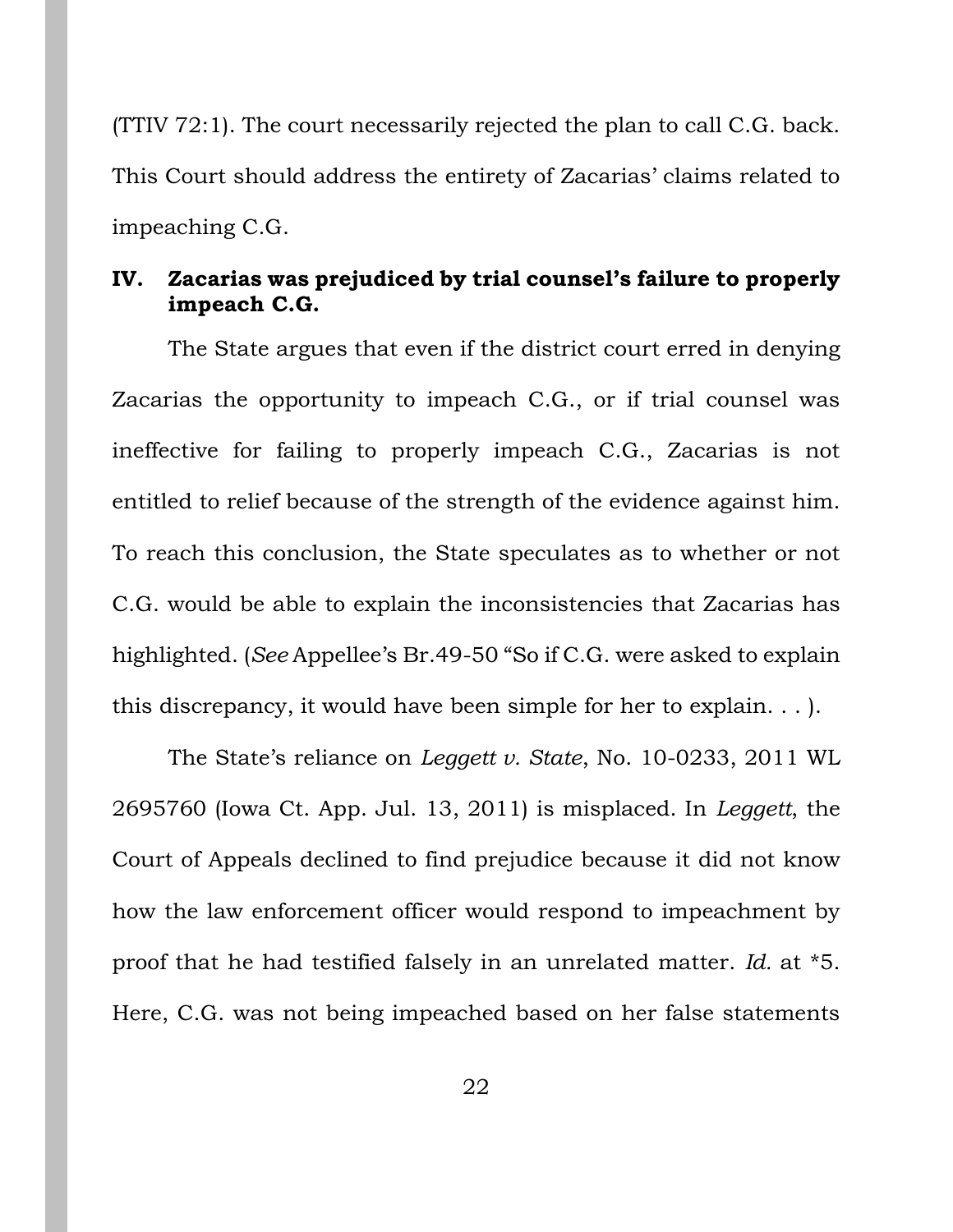(TTIV 72:1). The court necessarily rejected the plan to call C.G. back. This Court should address the entirety of Zacarias' claims related to impeaching C.G.

## IV. Zacarias was prejudiced by trial counsel's failure to properly impeach C.G.

The State argues that even if the district court erred in denying Zacarias the opportunity to impeach C.G., or if trial counsel was ineffective for failing to properly impeach C.G., Zacarias is not entitled to relief because of the strength of the evidence against him. To reach this conclusion, the State speculates as to whether or not C.G. would be able to explain the inconsistencies that Zacarias has highlighted. (*See* Appellee's Br.49-50 "So if C.G. were asked to explain this discrepancy, it would have been simple for her to explain. . . ).

The State's reliance on *Leggett v. State*, No. 10-0233, 2011 WL 2695760 (Iowa Ct. App. Jul. 13, 2011) is misplaced. In *Leggett*, the Court of Appeals declined to find prejudice because it did not know how the law enforcement officer would respond to impeachment by proof that he had testified falsely in an unrelated matter. *Id.* at *5. Here, C.G. was not being impeached based on her false statements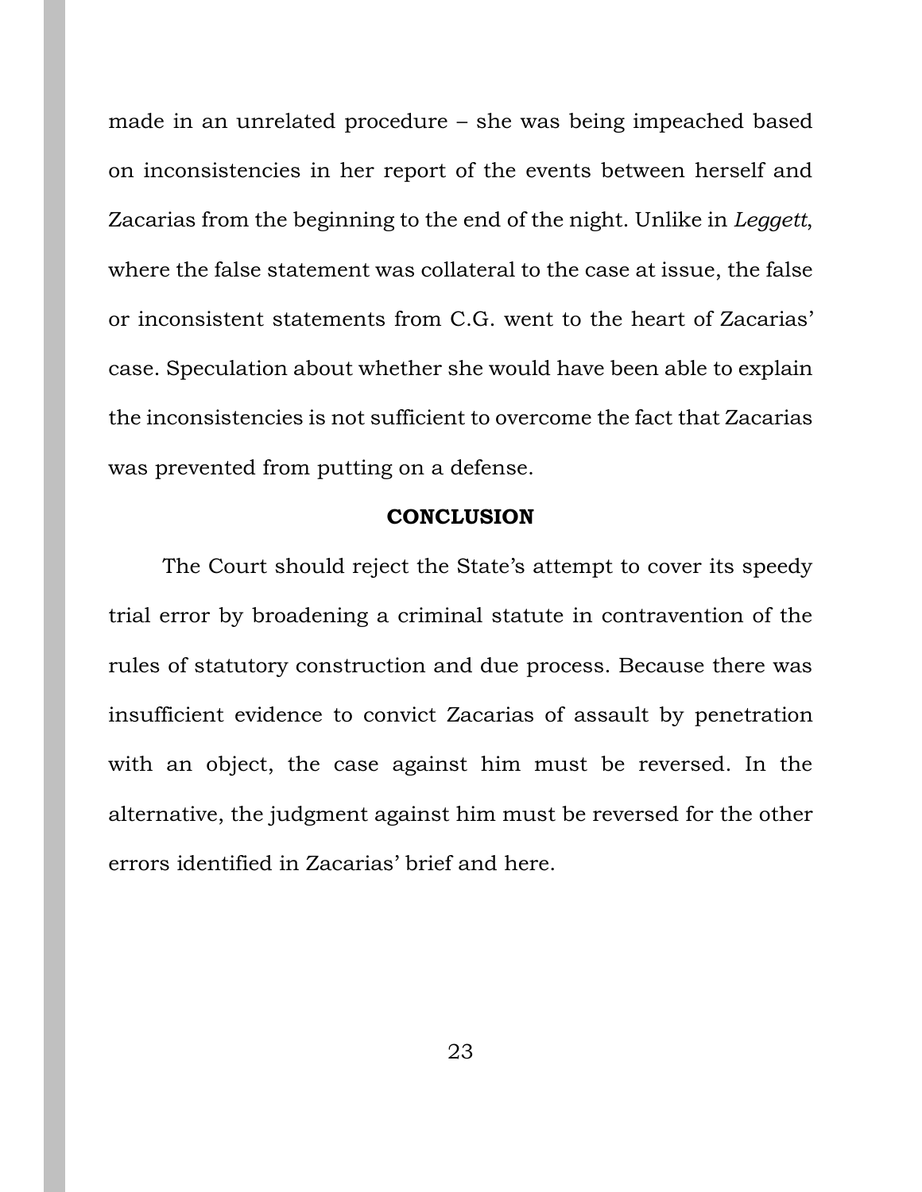made in an unrelated procedure – she was being impeached based on inconsistencies in her report of the events between herself and Zacarias from the beginning to the end of the night. Unlike in *Leggett*, where the false statement was collateral to the case at issue, the false or inconsistent statements from C.G. went to the heart of Zacarias' case. Speculation about whether she would have been able to explain the inconsistencies is not sufficient to overcome the fact that Zacarias was prevented from putting on a defense.

## CONCLUSION

The Court should reject the State's attempt to cover its speedy trial error by broadening a criminal statute in contravention of the rules of statutory construction and due process. Because there was insufficient evidence to convict Zacarias of assault by penetration with an object, the case against him must be reversed. In the alternative, the judgment against him must be reversed for the other errors identified in Zacarias' brief and here.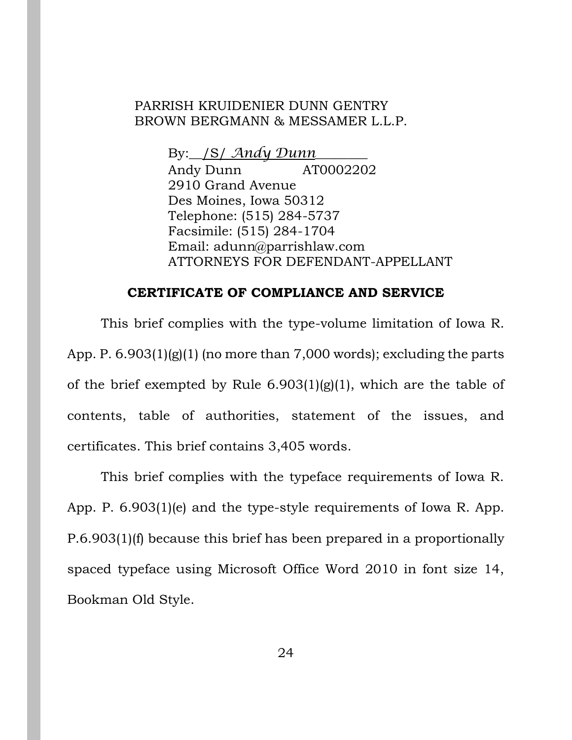PARRISH KRUIDENIER DUNN GENTRY
BROWN BERGMANN & MESSAMER L.L.P.

By: /S/ *Andy Dunn*
Andy Dunn AT0002202
2910 Grand Avenue
Des Moines, Iowa 50312
Telephone: (515) 284-5737
Facsimile: (515) 284-1704
Email: adunn@parrishlaw.com
ATTORNEYS FOR DEFENDANT-APPELLANT

**CERTIFICATE OF COMPLIANCE AND SERVICE**

This brief complies with the type-volume limitation of Iowa R. App. P. 6.903(1)(g)(1) (no more than 7,000 words); excluding the parts of the brief exempted by Rule 6.903(1)(g)(1), which are the table of contents, table of authorities, statement of the issues, and certificates. This brief contains 3,405 words.

This brief complies with the typeface requirements of Iowa R. App. P. 6.903(1)(e) and the type-style requirements of Iowa R. App. P.6.903(1)(f) because this brief has been prepared in a proportionally spaced typeface using Microsoft Office Word 2010 in font size 14, Bookman Old Style.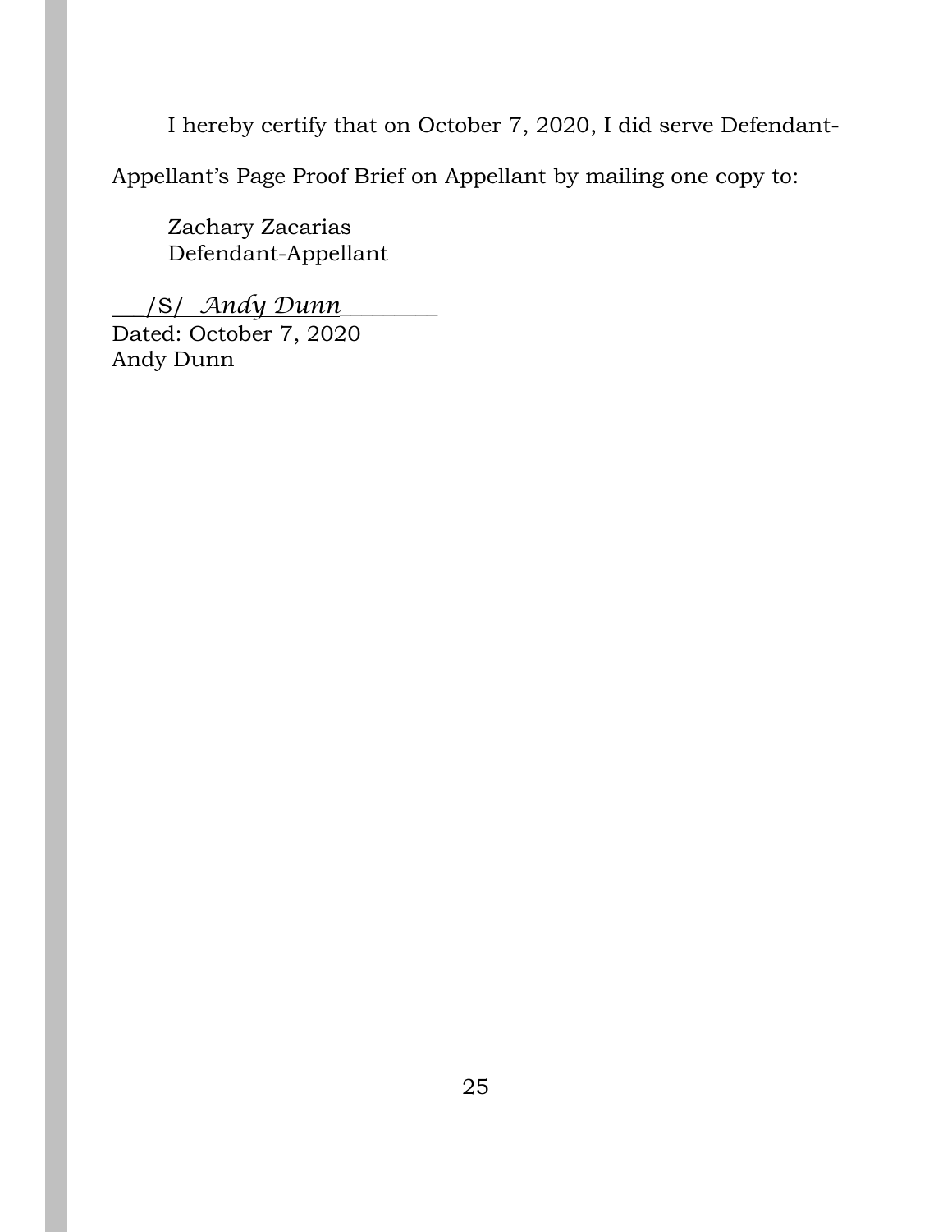I hereby certify that on October 7, 2020, I did serve Defendant-Appellant's Page Proof Brief on Appellant by mailing one copy to:

Zachary Zacarias
Defendant-Appellant

___/S/ *Andy Dunn*________
Dated: October 7, 2020
Andy Dunn